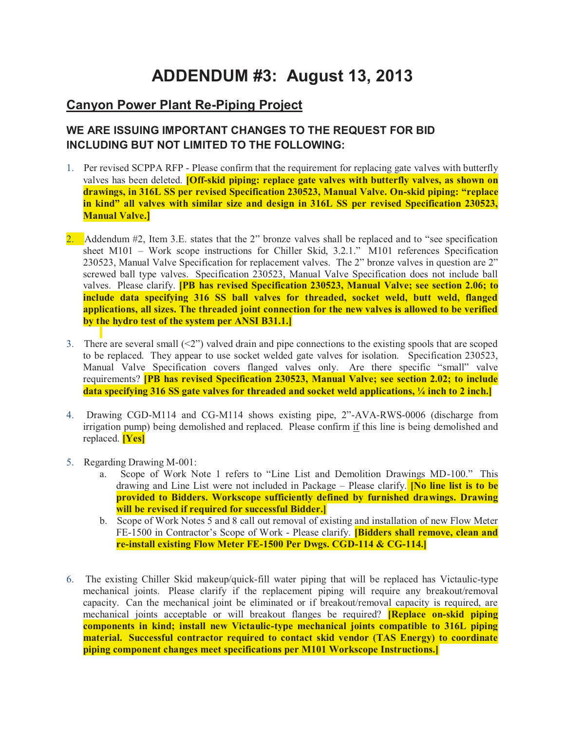# ADDENDUM #3: August 13, 2013

## Canyon Power Plant Re-Piping Project

### WE ARE ISSUING IMPORTANT CHANGES TO THE REQUEST FOR BID INCLUDING BUT NOT LIMITED TO THE FOLLOWING:

1. Per revised SCPPA RFP - Please confirm that the requirement for replacing gate valves with butterfly valves has been deleted. **[Off-skid piping: replace gate valves with butterfly valves, as shown on drawings, in 316L SS per revised Specification 230523, Manual Valve. On-skid piping: "replace in kind" all valves with similar size and design in 316L SS per revised Specification 230523, Manual Valve.]**

2. Addendum #2, Item 3.E. states that the 2" bronze valves shall be replaced and to "see specification sheet M101 – Work scope instructions for Chiller Skid, 3.2.1." M101 references Specification 230523, Manual Valve Specification for replacement valves. The 2" bronze valves in question are 2" screwed ball type valves. Specification 230523, Manual Valve Specification does not include ball valves. Please clarify. **[PB has revised Specification 230523, Manual Valve; see section 2.06; to include data specifying 316 SS ball valves for threaded, socket weld, butt weld, flanged applications, all sizes. The threaded joint connection for the new valves is allowed to be verified by the hydro test of the system per ANSI B31.1.]**

3. There are several small (<2") valved drain and pipe connections to the existing spools that are scoped to be replaced. They appear to use socket welded gate valves for isolation. Specification 230523, Manual Valve Specification covers flanged valves only. Are there specific "small" valve requirements? **[PB has revised Specification 230523, Manual Valve; see section 2.02; to include data specifying 316 SS gate valves for threaded and socket weld applications, ¼ inch to 2 inch.]**

4. Drawing CGD-M114 and CG-M114 shows existing pipe, 2"-AVA-RWS-0006 (discharge from irrigation pump) being demolished and replaced. Please confirm <u>if</u> this line is being demolished and replaced. **[Yes]**

5. Regarding Drawing M-001:
   a. Scope of Work Note 1 refers to "Line List and Demolition Drawings MD-100." This drawing and Line List were not included in Package – Please clarify. **[No line list is to be provided to Bidders. Workscope sufficiently defined by furnished drawings. Drawing will be revised if required for successful Bidder.]**
   b. Scope of Work Notes 5 and 8 call out removal of existing and installation of new Flow Meter FE-1500 in Contractor's Scope of Work - Please clarify. **[Bidders shall remove, clean and re-install existing Flow Meter FE-1500 Per Dwgs. CGD-114 & CG-114.]**

6. The existing Chiller Skid makeup/quick-fill water piping that will be replaced has Victaulic-type mechanical joints. Please clarify if the replacement piping will require any breakout/removal capacity. Can the mechanical joint be eliminated or if breakout/removal capacity is required, are mechanical joints acceptable or will breakout flanges be required? **[Replace on-skid piping components in kind; install new Victaulic-type mechanical joints compatible to 316L piping material. Successful contractor required to contact skid vendor (TAS Energy) to coordinate piping component changes meet specifications per M101 Workscope Instructions.]**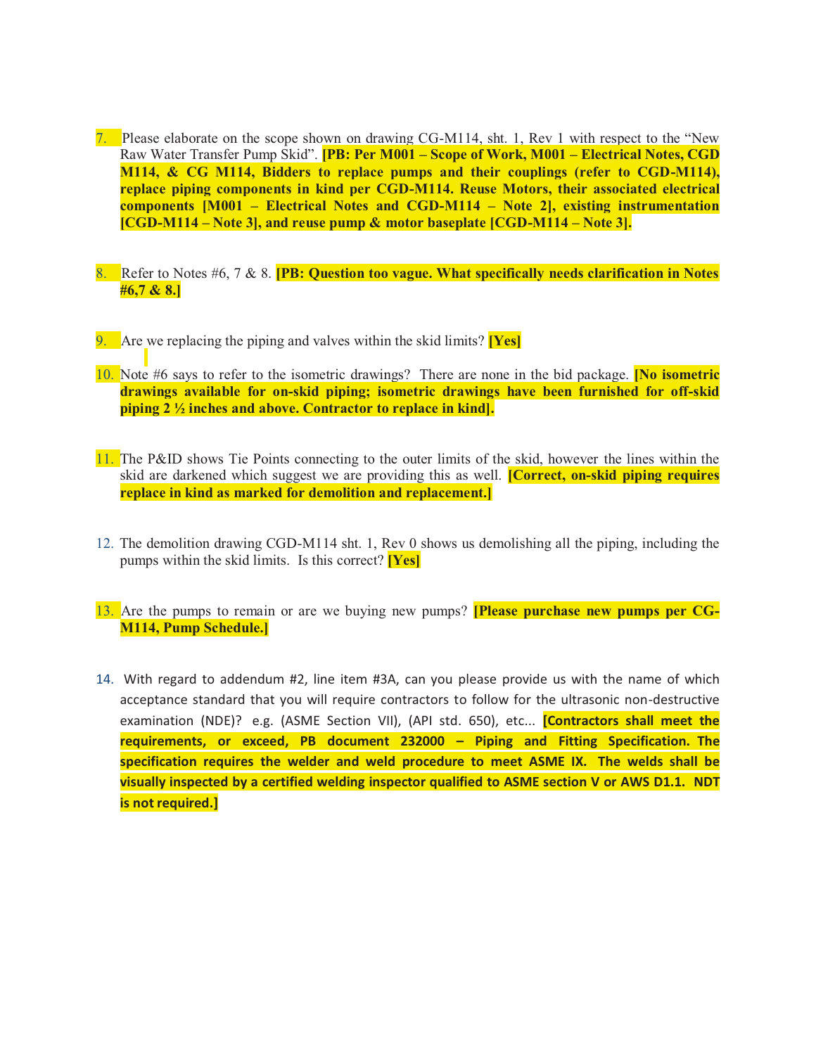7. Please elaborate on the scope shown on drawing CG-M114, sht. 1, Rev 1 with respect to the "New Raw Water Transfer Pump Skid". **[PB: Per M001 – Scope of Work, M001 – Electrical Notes, CGD M114, & CG M114, Bidders to replace pumps and their couplings (refer to CGD-M114), replace piping components in kind per CGD-M114. Reuse Motors, their associated electrical components [M001 – Electrical Notes and CGD-M114 – Note 2], existing instrumentation [CGD-M114 – Note 3], and reuse pump & motor baseplate [CGD-M114 – Note 3].**

8. Refer to Notes #6, 7 & 8. **[PB: Question too vague. What specifically needs clarification in Notes #6,7 & 8.]**

9. Are we replacing the piping and valves within the skid limits? **[Yes]**

10. Note #6 says to refer to the isometric drawings? There are none in the bid package. **[No isometric drawings available for on-skid piping; isometric drawings have been furnished for off-skid piping 2 ½ inches and above. Contractor to replace in kind].**

11. The P&ID shows Tie Points connecting to the outer limits of the skid, however the lines within the skid are darkened which suggest we are providing this as well. **[Correct, on-skid piping requires replace in kind as marked for demolition and replacement.]**

12. The demolition drawing CGD-M114 sht. 1, Rev 0 shows us demolishing all the piping, including the pumps within the skid limits. Is this correct? **[Yes]**

13. Are the pumps to remain or are we buying new pumps? **[Please purchase new pumps per CG-M114, Pump Schedule.]**

14. With regard to addendum #2, line item #3A, can you please provide us with the name of which acceptance standard that you will require contractors to follow for the ultrasonic non-destructive examination (NDE)? e.g. (ASME Section VII), (API std. 650), etc... **[Contractors shall meet the requirements, or exceed, PB document 232000 – Piping and Fitting Specification. The specification requires the welder and weld procedure to meet ASME IX. The welds shall be visually inspected by a certified welding inspector qualified to ASME section V or AWS D1.1. NDT is not required.]**